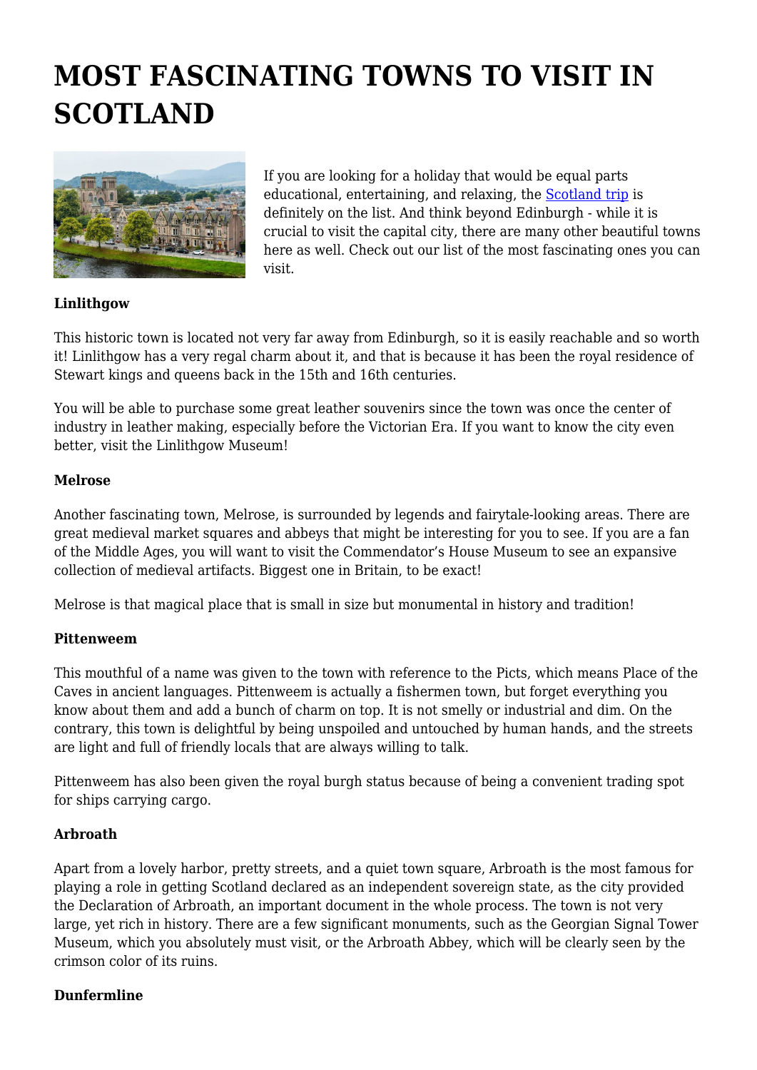# MOST FASCINATING TOWNS TO VISIT IN SCOTLAND

If you are looking for a holiday that would be equal parts educational, entertaining, and relaxing, the [Scotland trip]() is definitely on the list. And think beyond Edinburgh - while it is crucial to visit the capital city, there are many other beautiful towns here as well. Check out our list of the most fascinating ones you can visit.

**Linlithgow**

This historic town is located not very far away from Edinburgh, so it is easily reachable and so worth it! Linlithgow has a very regal charm about it, and that is because it has been the royal residence of Stewart kings and queens back in the 15th and 16th centuries.

You will be able to purchase some great leather souvenirs since the town was once the center of industry in leather making, especially before the Victorian Era. If you want to know the city even better, visit the Linlithgow Museum!

**Melrose**

Another fascinating town, Melrose, is surrounded by legends and fairytale-looking areas. There are great medieval market squares and abbeys that might be interesting for you to see. If you are a fan of the Middle Ages, you will want to visit the Commendator's House Museum to see an expansive collection of medieval artifacts. Biggest one in Britain, to be exact!

Melrose is that magical place that is small in size but monumental in history and tradition!

**Pittenweem**

This mouthful of a name was given to the town with reference to the Picts, which means Place of the Caves in ancient languages. Pittenweem is actually a fishermen town, but forget everything you know about them and add a bunch of charm on top. It is not smelly or industrial and dim. On the contrary, this town is delightful by being unspoiled and untouched by human hands, and the streets are light and full of friendly locals that are always willing to talk.

Pittenweem has also been given the royal burgh status because of being a convenient trading spot for ships carrying cargo.

**Arbroath**

Apart from a lovely harbor, pretty streets, and a quiet town square, Arbroath is the most famous for playing a role in getting Scotland declared as an independent sovereign state, as the city provided the Declaration of Arbroath, an important document in the whole process. The town is not very large, yet rich in history. There are a few significant monuments, such as the Georgian Signal Tower Museum, which you absolutely must visit, or the Arbroath Abbey, which will be clearly seen by the crimson color of its ruins.

**Dunfermline**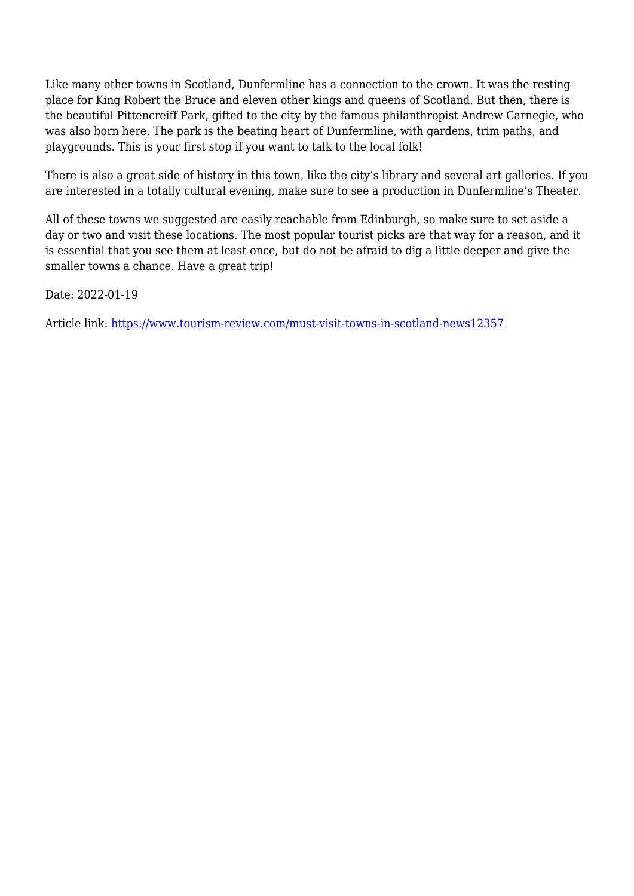Like many other towns in Scotland, Dunfermline has a connection to the crown. It was the resting place for King Robert the Bruce and eleven other kings and queens of Scotland. But then, there is the beautiful Pittencreiff Park, gifted to the city by the famous philanthropist Andrew Carnegie, who was also born here. The park is the beating heart of Dunfermline, with gardens, trim paths, and playgrounds. This is your first stop if you want to talk to the local folk!

There is also a great side of history in this town, like the city's library and several art galleries. If you are interested in a totally cultural evening, make sure to see a production in Dunfermline's Theater.

All of these towns we suggested are easily reachable from Edinburgh, so make sure to set aside a day or two and visit these locations. The most popular tourist picks are that way for a reason, and it is essential that you see them at least once, but do not be afraid to dig a little deeper and give the smaller towns a chance. Have a great trip!

Date: 2022-01-19

Article link: [https://www.tourism-review.com/must-visit-towns-in-scotland-news12357](https://www.tourism-review.com/must-visit-towns-in-scotland-news12357)